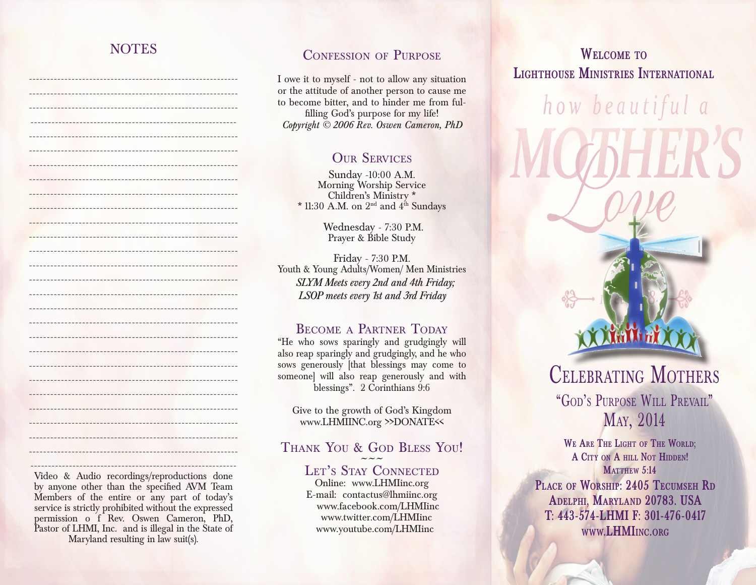## NOTES

---

Video & Audio recordings/reproductions done by anyone other than the specified AVM Team Members of the entire or any part of today's service is strictly prohibited without the expressed permission o f Rev. Oswen Cameron, PhD, Pastor of LHMI, Inc. and is illegal in the State of Maryland resulting in law suit(s).

## Confession of Purpose

I owe it to myself - not to allow any situation or the attitude of another person to cause me to become bitter, and to hinder me from fulfilling God's purpose for my life!
*Copyright © 2006 Rev. Oswen Cameron, PhD*

## Our Services

Sunday -10:00 A.M.
Morning Worship Service
Children's Ministry *
* 11:30 A.M. on 2nd and 4th Sundays

Wednesday - 7:30 P.M.
Prayer & Bible Study

Friday - 7:30 P.M.
Youth & Young Adults/Women/ Men Ministries
*SLYM Meets every 2nd and 4th Friday;*
*LSOP meets every 1st and 3rd Friday*

## Become a Partner Today

"He who sows sparingly and grudgingly will also reap sparingly and grudgingly, and he who sows generously [that blessings may come to someone] will also reap generously and with blessings". 2 Corinthians 9:6

Give to the growth of God's Kingdom
www.LHMIINC.org >>DONATE<<

## Thank You & God Bless You!

~~~

## Let's Stay Connected

Online: www.LHMIinc.org
E-mail: contactus@lhmiinc.org
www.facebook.com/LHMIinc
www.twitter.com/LHMIinc
www.youtube.com/LHMIinc

## Welcome to Lighthouse Ministries International

*how beautiful a*
**MOTHER'S**
*Love*

# Celebrating Mothers

"God's Purpose Will Prevail"
May, 2014

**We Are The Light of The World;**
**A City on A hill Not Hidden!**
**Matthew 5:14**

**Place of Worship: 2405 Tecumseh Rd**
**Adelphi, Maryland 20783. USA**
**T: 443-574-LHMI F: 301-476-0417**
**www.LHMIinc.org**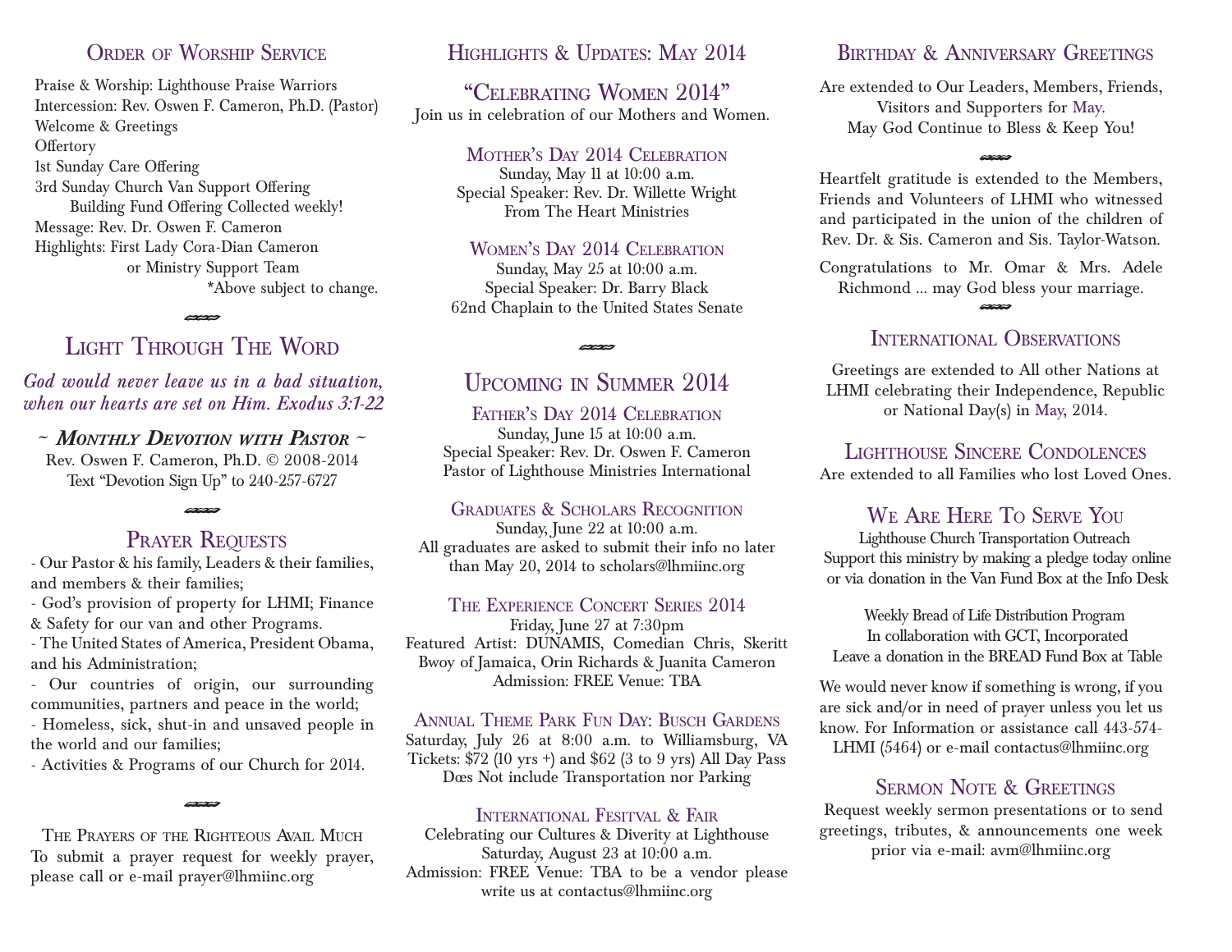## Order of Worship Service

Praise & Worship: Lighthouse Praise Warriors
Intercession: Rev. Oswen F. Cameron, Ph.D. (Pastor)
Welcome & Greetings
Offertory
1st Sunday Care Offering
3rd Sunday Church Van Support Offering
Building Fund Offering Collected weekly!
Message: Rev. Dr. Oswen F. Cameron
Highlights: First Lady Cora-Dian Cameron
or Ministry Support Team
*Above subject to change.

## Light Through The Word

*God would never leave us in a bad situation, when our hearts are set on Him. Exodus 3:1-22*

~ ***Monthly Devotion with Pastor*** ~
Rev. Oswen F. Cameron, Ph.D. © 2008-2014
Text "Devotion Sign Up" to 240-257-6727

## Prayer Requests

- Our Pastor & his family, Leaders & their families, and members & their families;
- God's provision of property for LHMI; Finance & Safety for our van and other Programs.
- The United States of America, President Obama, and his Administration;
- Our countries of origin, our surrounding communities, partners and peace in the world;
- Homeless, sick, shut-in and unsaved people in the world and our families;
- Activities & Programs of our Church for 2014.

### The Prayers of the Righteous Avail Much

To submit a prayer request for weekly prayer, please call or e-mail prayer@lhmiinc.org

## Highlights & Updates: May 2014

### "Celebrating Women 2014"

Join us in celebration of our Mothers and Women.

### Mother's Day 2014 Celebration

Sunday, May 11 at 10:00 a.m.
Special Speaker: Rev. Dr. Willette Wright
From The Heart Ministries

### Women's Day 2014 Celebration

Sunday, May 25 at 10:00 a.m.
Special Speaker: Dr. Barry Black
62nd Chaplain to the United States Senate

## Upcoming in Summer 2014

### Father's Day 2014 Celebration

Sunday, June 15 at 10:00 a.m.
Special Speaker: Rev. Dr. Oswen F. Cameron
Pastor of Lighthouse Ministries International

### Graduates & Scholars Recognition

Sunday, June 22 at 10:00 a.m.
All graduates are asked to submit their info no later than May 20, 2014 to scholars@lhmiinc.org

### The Experience Concert Series 2014

Friday, June 27 at 7:30pm
Featured Artist: DUNAMIS, Comedian Chris, Skeritt Bwoy of Jamaica, Orin Richards & Juanita Cameron
Admission: FREE Venue: TBA

### Annual Theme Park Fun Day: Busch Gardens

Saturday, July 26 at 8:00 a.m. to Williamsburg, VA
Tickets: $72 (10 yrs +) and $62 (3 to 9 yrs) All Day Pass
Dœs Not include Transportation nor Parking

### International Fesitval & Fair

Celebrating our Cultures & Diverity at Lighthouse
Saturday, August 23 at 10:00 a.m.
Admission: FREE Venue: TBA to be a vendor please write us at contactus@lhmiinc.org

## Birthday & Anniversary Greetings

Are extended to Our Leaders, Members, Friends, Visitors and Supporters for May.
May God Continue to Bless & Keep You!

Heartfelt gratitude is extended to the Members, Friends and Volunteers of LHMI who witnessed and participated in the union of the children of Rev. Dr. & Sis. Cameron and Sis. Taylor-Watson.

Congratulations to Mr. Omar & Mrs. Adele Richmond ... may God bless your marriage.

## International Observations

Greetings are extended to All other Nations at LHMI celebrating their Independence, Republic or National Day(s) in May, 2014.

## Lighthouse Sincere Condolences

Are extended to all Families who lost Loved Ones.

## We Are Here To Serve You

Lighthouse Church Transportation Outreach
Support this ministry by making a pledge today online or via donation in the Van Fund Box at the Info Desk

Weekly Bread of Life Distribution Program
In collaboration with GCT, Incorporated
Leave a donation in the BREAD Fund Box at Table

We would never know if something is wrong, if you are sick and/or in need of prayer unless you let us know. For Information or assistance call 443-574-LHMI (5464) or e-mail contactus@lhmiinc.org

## Sermon Note & Greetings

Request weekly sermon presentations or to send greetings, tributes, & announcements one week prior via e-mail: avm@lhmiinc.org